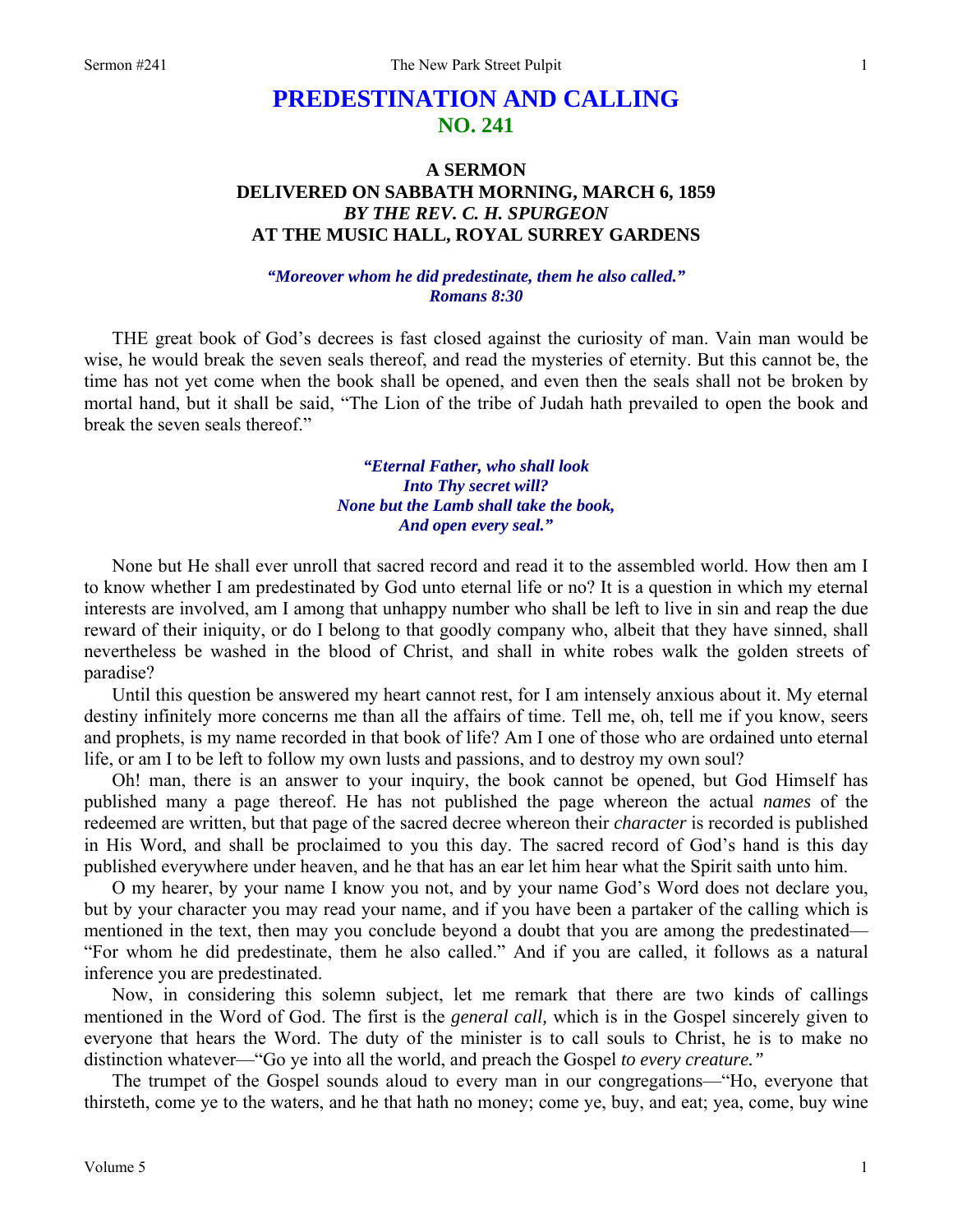# PREDESTINATION AND CALLING
## NO. 241

### A SERMON
### DELIVERED ON SABBATH MORNING, MARCH 6, 1859
### *BY THE REV. C. H. SPURGEON*
### AT THE MUSIC HALL, ROYAL SURREY GARDENS

***"Moreover whom he did predestinate, them he also called."***
***Romans 8:30***

THE great book of God's decrees is fast closed against the curiosity of man. Vain man would be wise, he would break the seven seals thereof, and read the mysteries of eternity. But this cannot be, the time has not yet come when the book shall be opened, and even then the seals shall not be broken by mortal hand, but it shall be said, "The Lion of the tribe of Judah hath prevailed to open the book and break the seven seals thereof."

> ***"Eternal Father, who shall look***
> ***Into Thy secret will?***
> ***None but the Lamb shall take the book,***
> ***And open every seal."***

None but He shall ever unroll that sacred record and read it to the assembled world. How then am I to know whether I am predestinated by God unto eternal life or no? It is a question in which my eternal interests are involved, am I among that unhappy number who shall be left to live in sin and reap the due reward of their iniquity, or do I belong to that goodly company who, albeit that they have sinned, shall nevertheless be washed in the blood of Christ, and shall in white robes walk the golden streets of paradise?

Until this question be answered my heart cannot rest, for I am intensely anxious about it. My eternal destiny infinitely more concerns me than all the affairs of time. Tell me, oh, tell me if you know, seers and prophets, is my name recorded in that book of life? Am I one of those who are ordained unto eternal life, or am I to be left to follow my own lusts and passions, and to destroy my own soul?

Oh! man, there is an answer to your inquiry, the book cannot be opened, but God Himself has published many a page thereof. He has not published the page whereon the actual *names* of the redeemed are written, but that page of the sacred decree whereon their *character* is recorded is published in His Word, and shall be proclaimed to you this day. The sacred record of God's hand is this day published everywhere under heaven, and he that has an ear let him hear what the Spirit saith unto him.

O my hearer, by your name I know you not, and by your name God's Word does not declare you, but by your character you may read your name, and if you have been a partaker of the calling which is mentioned in the text, then may you conclude beyond a doubt that you are among the predestinated—"For whom he did predestinate, them he also called." And if you are called, it follows as a natural inference you are predestinated.

Now, in considering this solemn subject, let me remark that there are two kinds of callings mentioned in the Word of God. The first is the *general call,* which is in the Gospel sincerely given to everyone that hears the Word. The duty of the minister is to call souls to Christ, he is to make no distinction whatever—"Go ye into all the world, and preach the Gospel *to every creature."*

The trumpet of the Gospel sounds aloud to every man in our congregations—"Ho, everyone that thirsteth, come ye to the waters, and he that hath no money; come ye, buy, and eat; yea, come, buy wine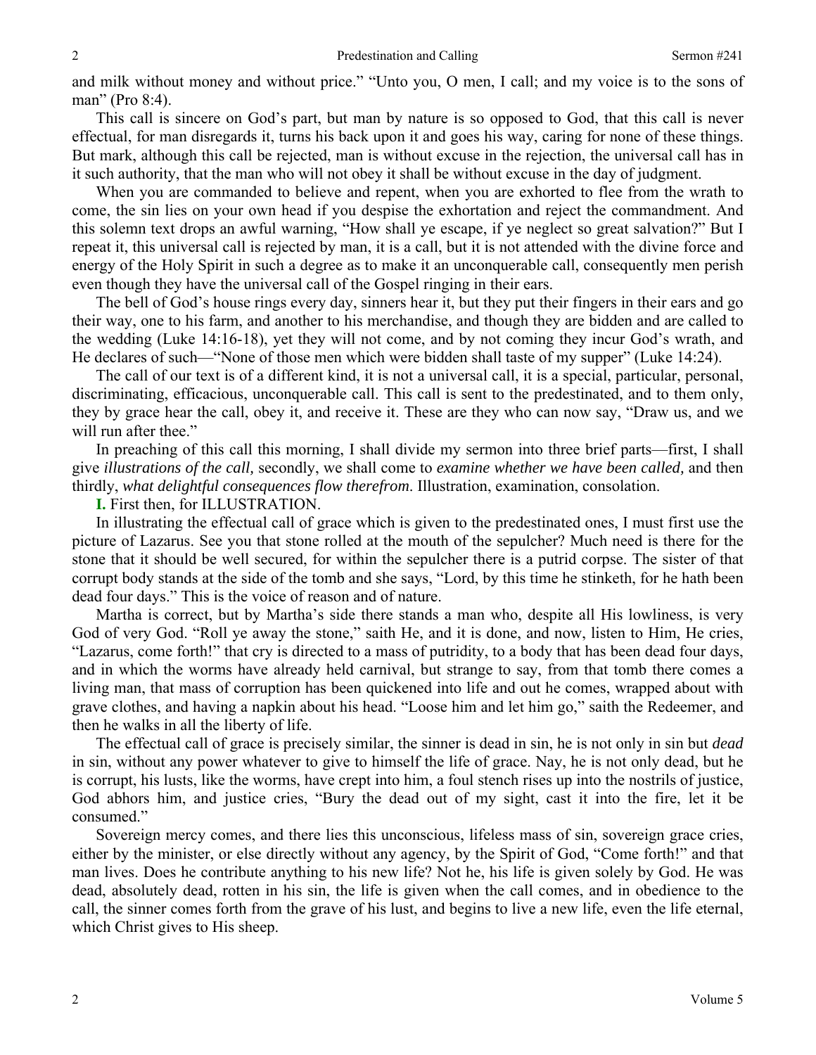and milk without money and without price." "Unto you, O men, I call; and my voice is to the sons of man" (Pro 8:4).

This call is sincere on God's part, but man by nature is so opposed to God, that this call is never effectual, for man disregards it, turns his back upon it and goes his way, caring for none of these things. But mark, although this call be rejected, man is without excuse in the rejection, the universal call has in it such authority, that the man who will not obey it shall be without excuse in the day of judgment.

When you are commanded to believe and repent, when you are exhorted to flee from the wrath to come, the sin lies on your own head if you despise the exhortation and reject the commandment. And this solemn text drops an awful warning, "How shall ye escape, if ye neglect so great salvation?" But I repeat it, this universal call is rejected by man, it is a call, but it is not attended with the divine force and energy of the Holy Spirit in such a degree as to make it an unconquerable call, consequently men perish even though they have the universal call of the Gospel ringing in their ears.

The bell of God's house rings every day, sinners hear it, but they put their fingers in their ears and go their way, one to his farm, and another to his merchandise, and though they are bidden and are called to the wedding (Luke 14:16-18), yet they will not come, and by not coming they incur God's wrath, and He declares of such—"None of those men which were bidden shall taste of my supper" (Luke 14:24).

The call of our text is of a different kind, it is not a universal call, it is a special, particular, personal, discriminating, efficacious, unconquerable call. This call is sent to the predestinated, and to them only, they by grace hear the call, obey it, and receive it. These are they who can now say, "Draw us, and we will run after thee."

In preaching of this call this morning, I shall divide my sermon into three brief parts—first, I shall give *illustrations of the call,* secondly, we shall come to *examine whether we have been called,* and then thirdly, *what delightful consequences flow therefrom*. Illustration, examination, consolation.

**I.** First then, for ILLUSTRATION.

In illustrating the effectual call of grace which is given to the predestinated ones, I must first use the picture of Lazarus. See you that stone rolled at the mouth of the sepulcher? Much need is there for the stone that it should be well secured, for within the sepulcher there is a putrid corpse. The sister of that corrupt body stands at the side of the tomb and she says, "Lord, by this time he stinketh, for he hath been dead four days." This is the voice of reason and of nature.

Martha is correct, but by Martha's side there stands a man who, despite all His lowliness, is very God of very God. "Roll ye away the stone," saith He, and it is done, and now, listen to Him, He cries, "Lazarus, come forth!" that cry is directed to a mass of putridity, to a body that has been dead four days, and in which the worms have already held carnival, but strange to say, from that tomb there comes a living man, that mass of corruption has been quickened into life and out he comes, wrapped about with grave clothes, and having a napkin about his head. "Loose him and let him go," saith the Redeemer, and then he walks in all the liberty of life.

The effectual call of grace is precisely similar, the sinner is dead in sin, he is not only in sin but *dead* in sin, without any power whatever to give to himself the life of grace. Nay, he is not only dead, but he is corrupt, his lusts, like the worms, have crept into him, a foul stench rises up into the nostrils of justice, God abhors him, and justice cries, "Bury the dead out of my sight, cast it into the fire, let it be consumed."

Sovereign mercy comes, and there lies this unconscious, lifeless mass of sin, sovereign grace cries, either by the minister, or else directly without any agency, by the Spirit of God, "Come forth!" and that man lives. Does he contribute anything to his new life? Not he, his life is given solely by God. He was dead, absolutely dead, rotten in his sin, the life is given when the call comes, and in obedience to the call, the sinner comes forth from the grave of his lust, and begins to live a new life, even the life eternal, which Christ gives to His sheep.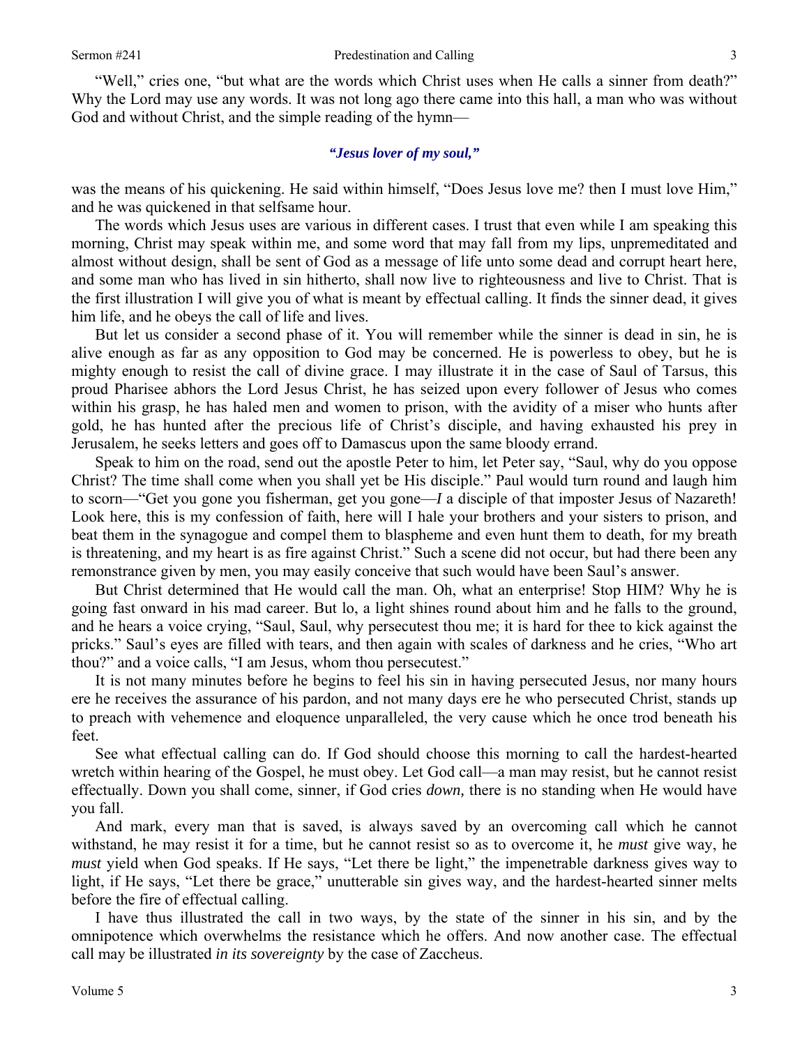"Well," cries one, "but what are the words which Christ uses when He calls a sinner from death?" Why the Lord may use any words. It was not long ago there came into this hall, a man who was without God and without Christ, and the simple reading of the hymn—

*"Jesus lover of my soul,"*

was the means of his quickening. He said within himself, "Does Jesus love me? then I must love Him," and he was quickened in that selfsame hour.

The words which Jesus uses are various in different cases. I trust that even while I am speaking this morning, Christ may speak within me, and some word that may fall from my lips, unpremeditated and almost without design, shall be sent of God as a message of life unto some dead and corrupt heart here, and some man who has lived in sin hitherto, shall now live to righteousness and live to Christ. That is the first illustration I will give you of what is meant by effectual calling. It finds the sinner dead, it gives him life, and he obeys the call of life and lives.

But let us consider a second phase of it. You will remember while the sinner is dead in sin, he is alive enough as far as any opposition to God may be concerned. He is powerless to obey, but he is mighty enough to resist the call of divine grace. I may illustrate it in the case of Saul of Tarsus, this proud Pharisee abhors the Lord Jesus Christ, he has seized upon every follower of Jesus who comes within his grasp, he has haled men and women to prison, with the avidity of a miser who hunts after gold, he has hunted after the precious life of Christ's disciple, and having exhausted his prey in Jerusalem, he seeks letters and goes off to Damascus upon the same bloody errand.

Speak to him on the road, send out the apostle Peter to him, let Peter say, "Saul, why do you oppose Christ? The time shall come when you shall yet be His disciple." Paul would turn round and laugh him to scorn—"Get you gone you fisherman, get you gone—*I* a disciple of that imposter Jesus of Nazareth! Look here, this is my confession of faith, here will I hale your brothers and your sisters to prison, and beat them in the synagogue and compel them to blaspheme and even hunt them to death, for my breath is threatening, and my heart is as fire against Christ." Such a scene did not occur, but had there been any remonstrance given by men, you may easily conceive that such would have been Saul's answer.

But Christ determined that He would call the man. Oh, what an enterprise! Stop HIM? Why he is going fast onward in his mad career. But lo, a light shines round about him and he falls to the ground, and he hears a voice crying, "Saul, Saul, why persecutest thou me; it is hard for thee to kick against the pricks." Saul's eyes are filled with tears, and then again with scales of darkness and he cries, "Who art thou?" and a voice calls, "I am Jesus, whom thou persecutest."

It is not many minutes before he begins to feel his sin in having persecuted Jesus, nor many hours ere he receives the assurance of his pardon, and not many days ere he who persecuted Christ, stands up to preach with vehemence and eloquence unparalleled, the very cause which he once trod beneath his feet.

See what effectual calling can do. If God should choose this morning to call the hardest-hearted wretch within hearing of the Gospel, he must obey. Let God call—a man may resist, but he cannot resist effectually. Down you shall come, sinner, if God cries *down,* there is no standing when He would have you fall.

And mark, every man that is saved, is always saved by an overcoming call which he cannot withstand, he may resist it for a time, but he cannot resist so as to overcome it, he *must* give way, he *must* yield when God speaks. If He says, "Let there be light," the impenetrable darkness gives way to light, if He says, "Let there be grace," unutterable sin gives way, and the hardest-hearted sinner melts before the fire of effectual calling.

I have thus illustrated the call in two ways, by the state of the sinner in his sin, and by the omnipotence which overwhelms the resistance which he offers. And now another case. The effectual call may be illustrated *in its sovereignty* by the case of Zaccheus.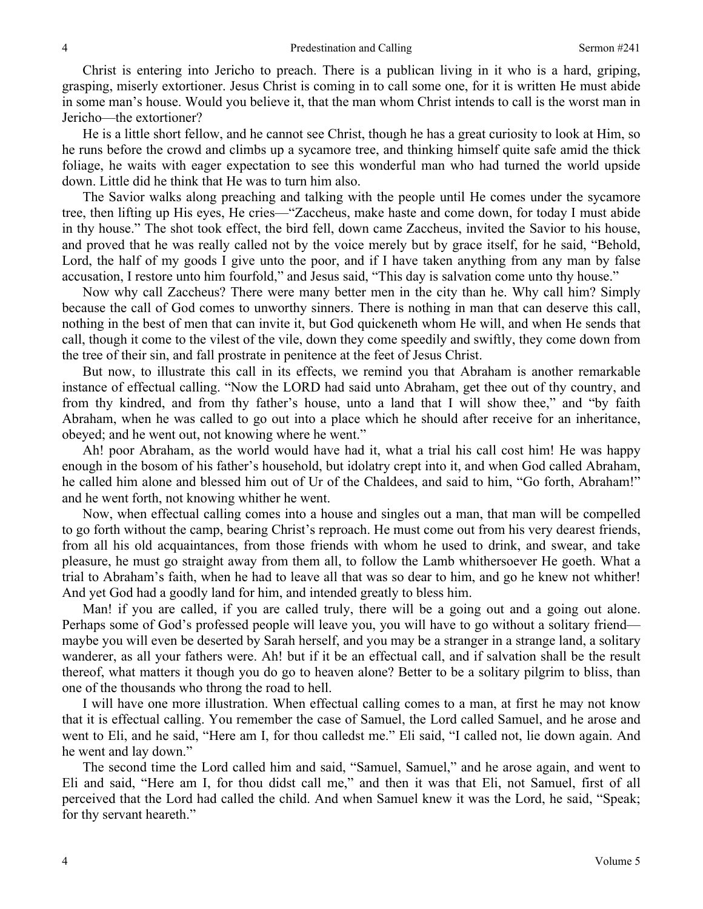Christ is entering into Jericho to preach. There is a publican living in it who is a hard, griping, grasping, miserly extortioner. Jesus Christ is coming in to call some one, for it is written He must abide in some man's house. Would you believe it, that the man whom Christ intends to call is the worst man in Jericho—the extortioner?

He is a little short fellow, and he cannot see Christ, though he has a great curiosity to look at Him, so he runs before the crowd and climbs up a sycamore tree, and thinking himself quite safe amid the thick foliage, he waits with eager expectation to see this wonderful man who had turned the world upside down. Little did he think that He was to turn him also.

The Savior walks along preaching and talking with the people until He comes under the sycamore tree, then lifting up His eyes, He cries—"Zaccheus, make haste and come down, for today I must abide in thy house." The shot took effect, the bird fell, down came Zaccheus, invited the Savior to his house, and proved that he was really called not by the voice merely but by grace itself, for he said, "Behold, Lord, the half of my goods I give unto the poor, and if I have taken anything from any man by false accusation, I restore unto him fourfold," and Jesus said, "This day is salvation come unto thy house."

Now why call Zaccheus? There were many better men in the city than he. Why call him? Simply because the call of God comes to unworthy sinners. There is nothing in man that can deserve this call, nothing in the best of men that can invite it, but God quickeneth whom He will, and when He sends that call, though it come to the vilest of the vile, down they come speedily and swiftly, they come down from the tree of their sin, and fall prostrate in penitence at the feet of Jesus Christ.

But now, to illustrate this call in its effects, we remind you that Abraham is another remarkable instance of effectual calling. "Now the LORD had said unto Abraham, get thee out of thy country, and from thy kindred, and from thy father's house, unto a land that I will show thee," and "by faith Abraham, when he was called to go out into a place which he should after receive for an inheritance, obeyed; and he went out, not knowing where he went."

Ah! poor Abraham, as the world would have had it, what a trial his call cost him! He was happy enough in the bosom of his father's household, but idolatry crept into it, and when God called Abraham, he called him alone and blessed him out of Ur of the Chaldees, and said to him, "Go forth, Abraham!" and he went forth, not knowing whither he went.

Now, when effectual calling comes into a house and singles out a man, that man will be compelled to go forth without the camp, bearing Christ's reproach. He must come out from his very dearest friends, from all his old acquaintances, from those friends with whom he used to drink, and swear, and take pleasure, he must go straight away from them all, to follow the Lamb whithersoever He goeth. What a trial to Abraham's faith, when he had to leave all that was so dear to him, and go he knew not whither! And yet God had a goodly land for him, and intended greatly to bless him.

Man! if you are called, if you are called truly, there will be a going out and a going out alone. Perhaps some of God's professed people will leave you, you will have to go without a solitary friend—maybe you will even be deserted by Sarah herself, and you may be a stranger in a strange land, a solitary wanderer, as all your fathers were. Ah! but if it be an effectual call, and if salvation shall be the result thereof, what matters it though you do go to heaven alone? Better to be a solitary pilgrim to bliss, than one of the thousands who throng the road to hell.

I will have one more illustration. When effectual calling comes to a man, at first he may not know that it is effectual calling. You remember the case of Samuel, the Lord called Samuel, and he arose and went to Eli, and he said, "Here am I, for thou calledst me." Eli said, "I called not, lie down again. And he went and lay down."

The second time the Lord called him and said, "Samuel, Samuel," and he arose again, and went to Eli and said, "Here am I, for thou didst call me," and then it was that Eli, not Samuel, first of all perceived that the Lord had called the child. And when Samuel knew it was the Lord, he said, "Speak; for thy servant heareth."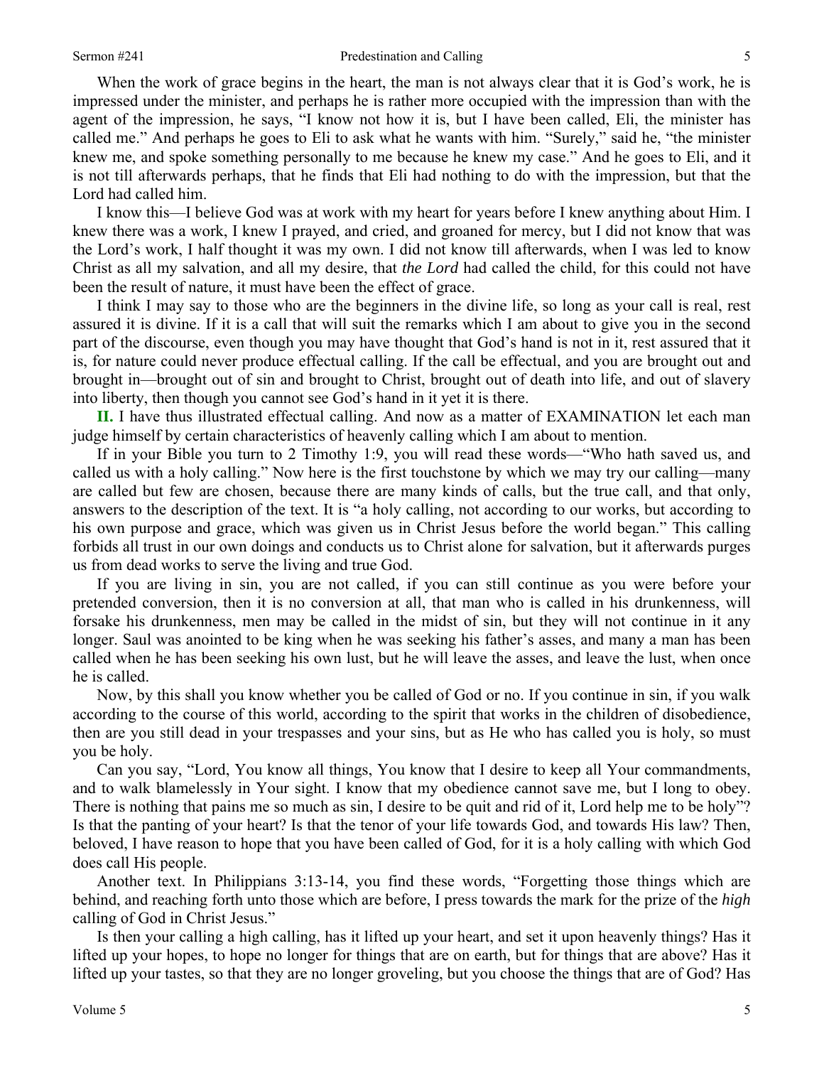When the work of grace begins in the heart, the man is not always clear that it is God's work, he is impressed under the minister, and perhaps he is rather more occupied with the impression than with the agent of the impression, he says, "I know not how it is, but I have been called, Eli, the minister has called me." And perhaps he goes to Eli to ask what he wants with him. "Surely," said he, "the minister knew me, and spoke something personally to me because he knew my case." And he goes to Eli, and it is not till afterwards perhaps, that he finds that Eli had nothing to do with the impression, but that the Lord had called him.

I know this—I believe God was at work with my heart for years before I knew anything about Him. I knew there was a work, I knew I prayed, and cried, and groaned for mercy, but I did not know that was the Lord's work, I half thought it was my own. I did not know till afterwards, when I was led to know Christ as all my salvation, and all my desire, that *the Lord* had called the child, for this could not have been the result of nature, it must have been the effect of grace.

I think I may say to those who are the beginners in the divine life, so long as your call is real, rest assured it is divine. If it is a call that will suit the remarks which I am about to give you in the second part of the discourse, even though you may have thought that God's hand is not in it, rest assured that it is, for nature could never produce effectual calling. If the call be effectual, and you are brought out and brought in—brought out of sin and brought to Christ, brought out of death into life, and out of slavery into liberty, then though you cannot see God's hand in it yet it is there.

**II.** I have thus illustrated effectual calling. And now as a matter of EXAMINATION let each man judge himself by certain characteristics of heavenly calling which I am about to mention.

If in your Bible you turn to 2 Timothy 1:9, you will read these words—"Who hath saved us, and called us with a holy calling." Now here is the first touchstone by which we may try our calling—many are called but few are chosen, because there are many kinds of calls, but the true call, and that only, answers to the description of the text. It is "a holy calling, not according to our works, but according to his own purpose and grace, which was given us in Christ Jesus before the world began." This calling forbids all trust in our own doings and conducts us to Christ alone for salvation, but it afterwards purges us from dead works to serve the living and true God.

If you are living in sin, you are not called, if you can still continue as you were before your pretended conversion, then it is no conversion at all, that man who is called in his drunkenness, will forsake his drunkenness, men may be called in the midst of sin, but they will not continue in it any longer. Saul was anointed to be king when he was seeking his father's asses, and many a man has been called when he has been seeking his own lust, but he will leave the asses, and leave the lust, when once he is called.

Now, by this shall you know whether you be called of God or no. If you continue in sin, if you walk according to the course of this world, according to the spirit that works in the children of disobedience, then are you still dead in your trespasses and your sins, but as He who has called you is holy, so must you be holy.

Can you say, "Lord, You know all things, You know that I desire to keep all Your commandments, and to walk blamelessly in Your sight. I know that my obedience cannot save me, but I long to obey. There is nothing that pains me so much as sin, I desire to be quit and rid of it, Lord help me to be holy"? Is that the panting of your heart? Is that the tenor of your life towards God, and towards His law? Then, beloved, I have reason to hope that you have been called of God, for it is a holy calling with which God does call His people.

Another text. In Philippians 3:13-14, you find these words, "Forgetting those things which are behind, and reaching forth unto those which are before, I press towards the mark for the prize of the *high* calling of God in Christ Jesus."

Is then your calling a high calling, has it lifted up your heart, and set it upon heavenly things? Has it lifted up your hopes, to hope no longer for things that are on earth, but for things that are above? Has it lifted up your tastes, so that they are no longer groveling, but you choose the things that are of God? Has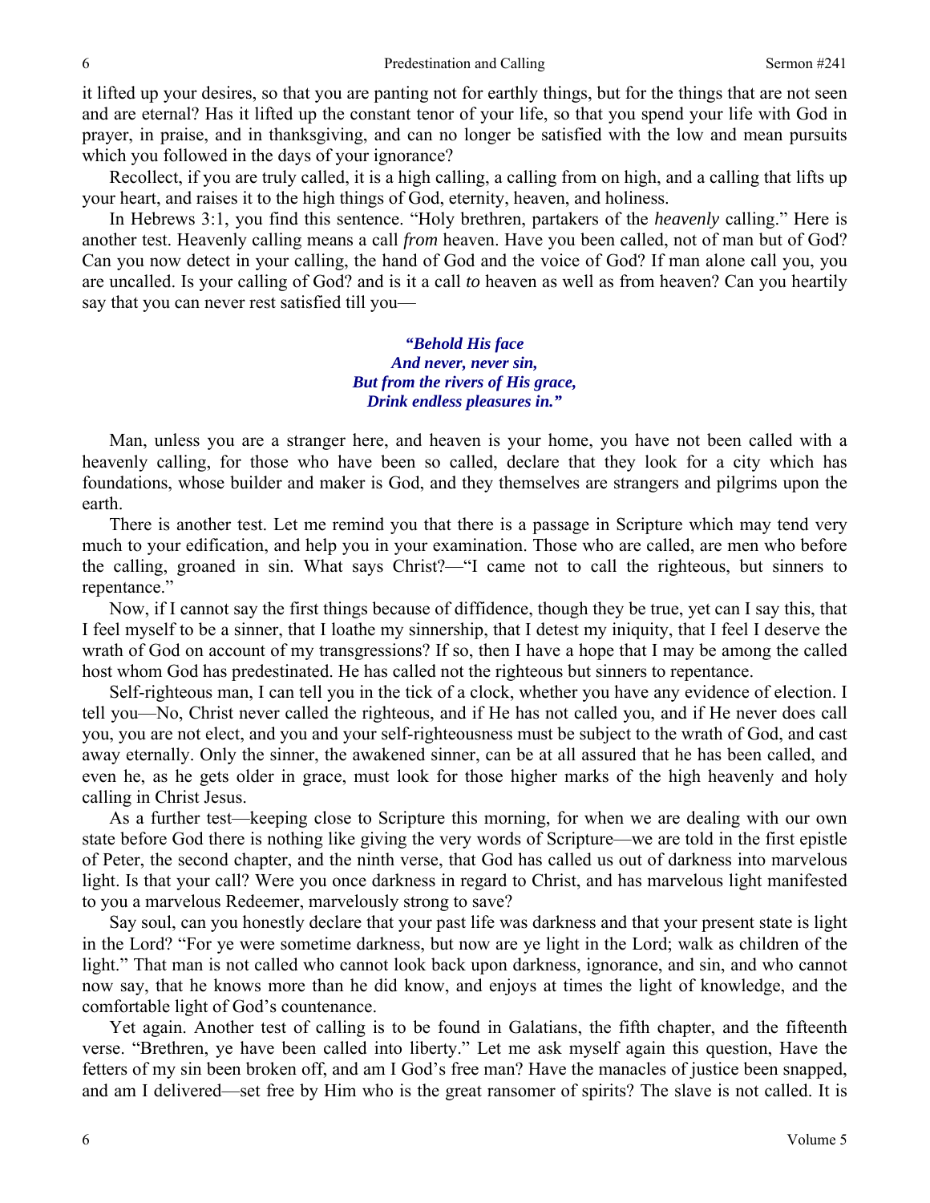it lifted up your desires, so that you are panting not for earthly things, but for the things that are not seen and are eternal? Has it lifted up the constant tenor of your life, so that you spend your life with God in prayer, in praise, and in thanksgiving, and can no longer be satisfied with the low and mean pursuits which you followed in the days of your ignorance?

Recollect, if you are truly called, it is a high calling, a calling from on high, and a calling that lifts up your heart, and raises it to the high things of God, eternity, heaven, and holiness.

In Hebrews 3:1, you find this sentence. "Holy brethren, partakers of the *heavenly* calling." Here is another test. Heavenly calling means a call *from* heaven. Have you been called, not of man but of God? Can you now detect in your calling, the hand of God and the voice of God? If man alone call you, you are uncalled. Is your calling of God? and is it a call *to* heaven as well as from heaven? Can you heartily say that you can never rest satisfied till you—

> ***"Behold His face***
> ***And never, never sin,***
> ***But from the rivers of His grace,***
> ***Drink endless pleasures in."***

Man, unless you are a stranger here, and heaven is your home, you have not been called with a heavenly calling, for those who have been so called, declare that they look for a city which has foundations, whose builder and maker is God, and they themselves are strangers and pilgrims upon the earth.

There is another test. Let me remind you that there is a passage in Scripture which may tend very much to your edification, and help you in your examination. Those who are called, are men who before the calling, groaned in sin. What says Christ?—"I came not to call the righteous, but sinners to repentance."

Now, if I cannot say the first things because of diffidence, though they be true, yet can I say this, that I feel myself to be a sinner, that I loathe my sinnership, that I detest my iniquity, that I feel I deserve the wrath of God on account of my transgressions? If so, then I have a hope that I may be among the called host whom God has predestinated. He has called not the righteous but sinners to repentance.

Self-righteous man, I can tell you in the tick of a clock, whether you have any evidence of election. I tell you—No, Christ never called the righteous, and if He has not called you, and if He never does call you, you are not elect, and you and your self-righteousness must be subject to the wrath of God, and cast away eternally. Only the sinner, the awakened sinner, can be at all assured that he has been called, and even he, as he gets older in grace, must look for those higher marks of the high heavenly and holy calling in Christ Jesus.

As a further test—keeping close to Scripture this morning, for when we are dealing with our own state before God there is nothing like giving the very words of Scripture—we are told in the first epistle of Peter, the second chapter, and the ninth verse, that God has called us out of darkness into marvelous light. Is that your call? Were you once darkness in regard to Christ, and has marvelous light manifested to you a marvelous Redeemer, marvelously strong to save?

Say soul, can you honestly declare that your past life was darkness and that your present state is light in the Lord? "For ye were sometime darkness, but now are ye light in the Lord; walk as children of the light." That man is not called who cannot look back upon darkness, ignorance, and sin, and who cannot now say, that he knows more than he did know, and enjoys at times the light of knowledge, and the comfortable light of God's countenance.

Yet again. Another test of calling is to be found in Galatians, the fifth chapter, and the fifteenth verse. "Brethren, ye have been called into liberty." Let me ask myself again this question, Have the fetters of my sin been broken off, and am I God's free man? Have the manacles of justice been snapped, and am I delivered—set free by Him who is the great ransomer of spirits? The slave is not called. It is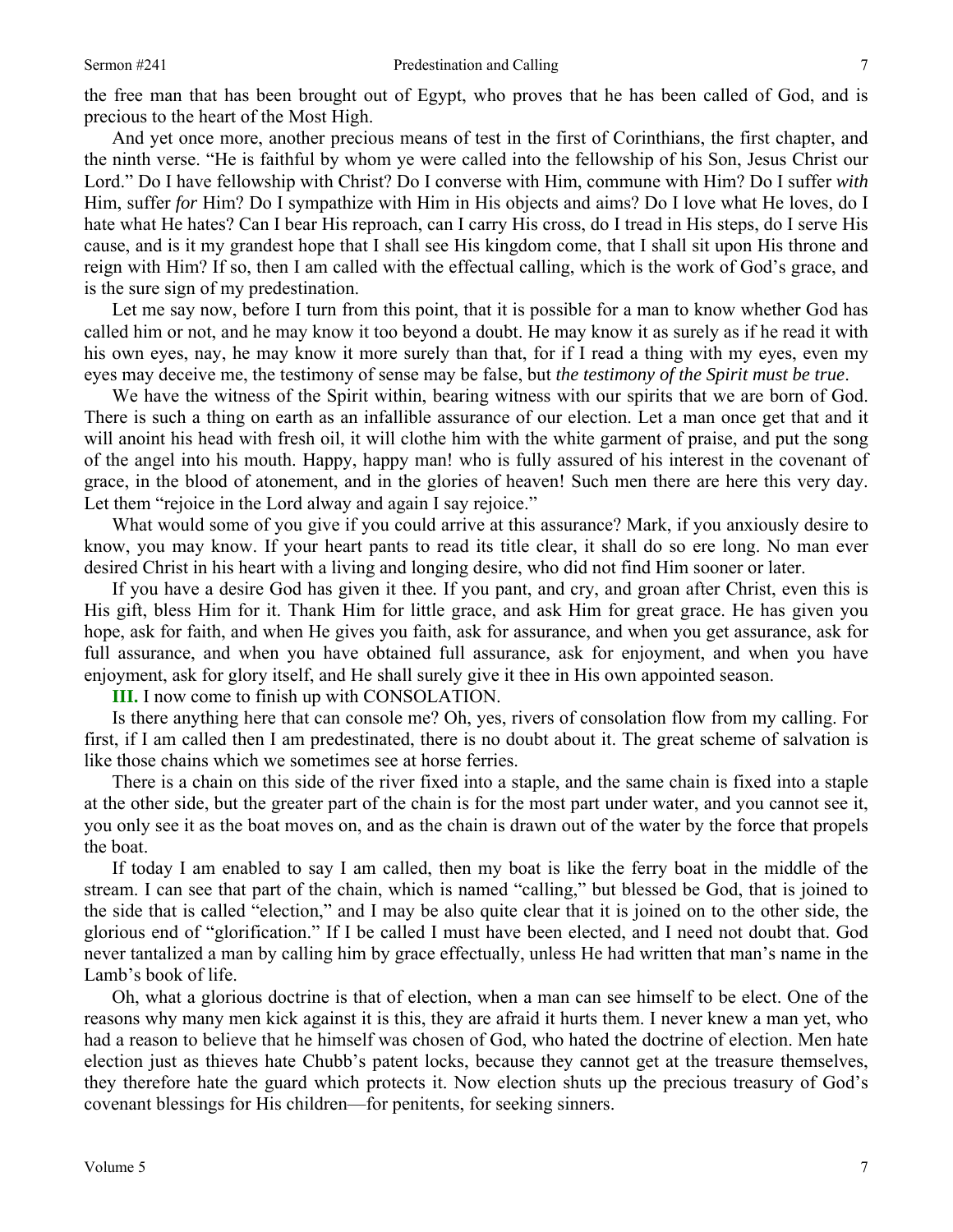the free man that has been brought out of Egypt, who proves that he has been called of God, and is precious to the heart of the Most High.

And yet once more, another precious means of test in the first of Corinthians, the first chapter, and the ninth verse. "He is faithful by whom ye were called into the fellowship of his Son, Jesus Christ our Lord." Do I have fellowship with Christ? Do I converse with Him, commune with Him? Do I suffer *with* Him, suffer *for* Him? Do I sympathize with Him in His objects and aims? Do I love what He loves, do I hate what He hates? Can I bear His reproach, can I carry His cross, do I tread in His steps, do I serve His cause, and is it my grandest hope that I shall see His kingdom come, that I shall sit upon His throne and reign with Him? If so, then I am called with the effectual calling, which is the work of God's grace, and is the sure sign of my predestination.

Let me say now, before I turn from this point, that it is possible for a man to know whether God has called him or not, and he may know it too beyond a doubt. He may know it as surely as if he read it with his own eyes, nay, he may know it more surely than that, for if I read a thing with my eyes, even my eyes may deceive me, the testimony of sense may be false, but *the testimony of the Spirit must be true*.

We have the witness of the Spirit within, bearing witness with our spirits that we are born of God. There is such a thing on earth as an infallible assurance of our election. Let a man once get that and it will anoint his head with fresh oil, it will clothe him with the white garment of praise, and put the song of the angel into his mouth. Happy, happy man! who is fully assured of his interest in the covenant of grace, in the blood of atonement, and in the glories of heaven! Such men there are here this very day. Let them "rejoice in the Lord alway and again I say rejoice."

What would some of you give if you could arrive at this assurance? Mark, if you anxiously desire to know, you may know. If your heart pants to read its title clear, it shall do so ere long. No man ever desired Christ in his heart with a living and longing desire, who did not find Him sooner or later.

If you have a desire God has given it thee. If you pant, and cry, and groan after Christ, even this is His gift, bless Him for it. Thank Him for little grace, and ask Him for great grace. He has given you hope, ask for faith, and when He gives you faith, ask for assurance, and when you get assurance, ask for full assurance, and when you have obtained full assurance, ask for enjoyment, and when you have enjoyment, ask for glory itself, and He shall surely give it thee in His own appointed season.

**III.** I now come to finish up with CONSOLATION.

Is there anything here that can console me? Oh, yes, rivers of consolation flow from my calling. For first, if I am called then I am predestinated, there is no doubt about it. The great scheme of salvation is like those chains which we sometimes see at horse ferries.

There is a chain on this side of the river fixed into a staple, and the same chain is fixed into a staple at the other side, but the greater part of the chain is for the most part under water, and you cannot see it, you only see it as the boat moves on, and as the chain is drawn out of the water by the force that propels the boat.

If today I am enabled to say I am called, then my boat is like the ferry boat in the middle of the stream. I can see that part of the chain, which is named "calling," but blessed be God, that is joined to the side that is called "election," and I may be also quite clear that it is joined on to the other side, the glorious end of "glorification." If I be called I must have been elected, and I need not doubt that. God never tantalized a man by calling him by grace effectually, unless He had written that man's name in the Lamb's book of life.

Oh, what a glorious doctrine is that of election, when a man can see himself to be elect. One of the reasons why many men kick against it is this, they are afraid it hurts them. I never knew a man yet, who had a reason to believe that he himself was chosen of God, who hated the doctrine of election. Men hate election just as thieves hate Chubb's patent locks, because they cannot get at the treasure themselves, they therefore hate the guard which protects it. Now election shuts up the precious treasury of God's covenant blessings for His children—for penitents, for seeking sinners.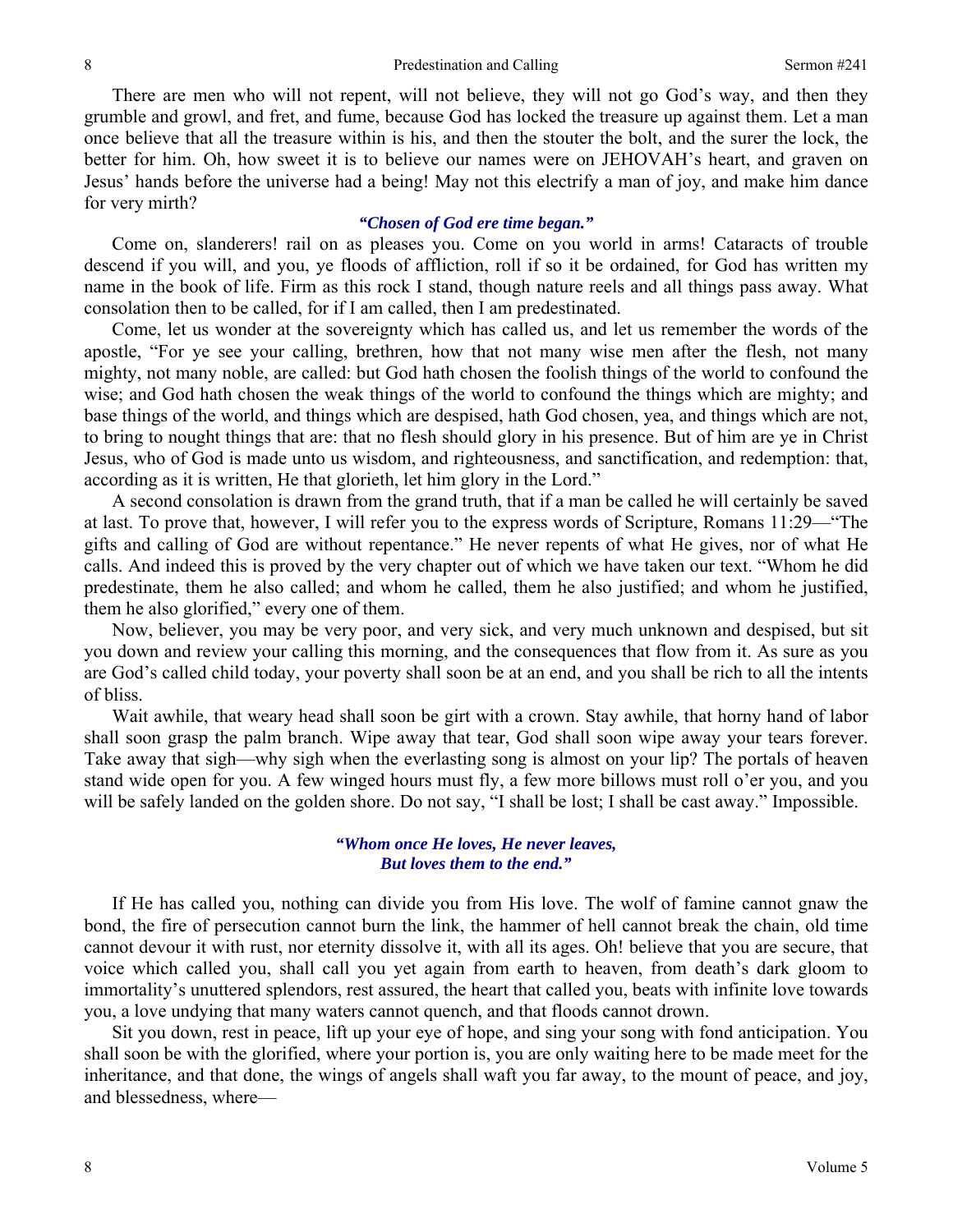There are men who will not repent, will not believe, they will not go God's way, and then they grumble and growl, and fret, and fume, because God has locked the treasure up against them. Let a man once believe that all the treasure within is his, and then the stouter the bolt, and the surer the lock, the better for him. Oh, how sweet it is to believe our names were on JEHOVAH's heart, and graven on Jesus' hands before the universe had a being! May not this electrify a man of joy, and make him dance for very mirth?

***"Chosen of God ere time began."***

Come on, slanderers! rail on as pleases you. Come on you world in arms! Cataracts of trouble descend if you will, and you, ye floods of affliction, roll if so it be ordained, for God has written my name in the book of life. Firm as this rock I stand, though nature reels and all things pass away. What consolation then to be called, for if I am called, then I am predestinated.

Come, let us wonder at the sovereignty which has called us, and let us remember the words of the apostle, "For ye see your calling, brethren, how that not many wise men after the flesh, not many mighty, not many noble, are called: but God hath chosen the foolish things of the world to confound the wise; and God hath chosen the weak things of the world to confound the things which are mighty; and base things of the world, and things which are despised, hath God chosen, yea, and things which are not, to bring to nought things that are: that no flesh should glory in his presence. But of him are ye in Christ Jesus, who of God is made unto us wisdom, and righteousness, and sanctification, and redemption: that, according as it is written, He that glorieth, let him glory in the Lord."

A second consolation is drawn from the grand truth, that if a man be called he will certainly be saved at last. To prove that, however, I will refer you to the express words of Scripture, Romans 11:29—"The gifts and calling of God are without repentance." He never repents of what He gives, nor of what He calls. And indeed this is proved by the very chapter out of which we have taken our text. "Whom he did predestinate, them he also called; and whom he called, them he also justified; and whom he justified, them he also glorified," every one of them.

Now, believer, you may be very poor, and very sick, and very much unknown and despised, but sit you down and review your calling this morning, and the consequences that flow from it. As sure as you are God's called child today, your poverty shall soon be at an end, and you shall be rich to all the intents of bliss.

Wait awhile, that weary head shall soon be girt with a crown. Stay awhile, that horny hand of labor shall soon grasp the palm branch. Wipe away that tear, God shall soon wipe away your tears forever. Take away that sigh—why sigh when the everlasting song is almost on your lip? The portals of heaven stand wide open for you. A few winged hours must fly, a few more billows must roll o'er you, and you will be safely landed on the golden shore. Do not say, "I shall be lost; I shall be cast away." Impossible.

***"Whom once He loves, He never leaves,***
***But loves them to the end."***

If He has called you, nothing can divide you from His love. The wolf of famine cannot gnaw the bond, the fire of persecution cannot burn the link, the hammer of hell cannot break the chain, old time cannot devour it with rust, nor eternity dissolve it, with all its ages. Oh! believe that you are secure, that voice which called you, shall call you yet again from earth to heaven, from death's dark gloom to immortality's unuttered splendors, rest assured, the heart that called you, beats with infinite love towards you, a love undying that many waters cannot quench, and that floods cannot drown.

Sit you down, rest in peace, lift up your eye of hope, and sing your song with fond anticipation. You shall soon be with the glorified, where your portion is, you are only waiting here to be made meet for the inheritance, and that done, the wings of angels shall waft you far away, to the mount of peace, and joy, and blessedness, where—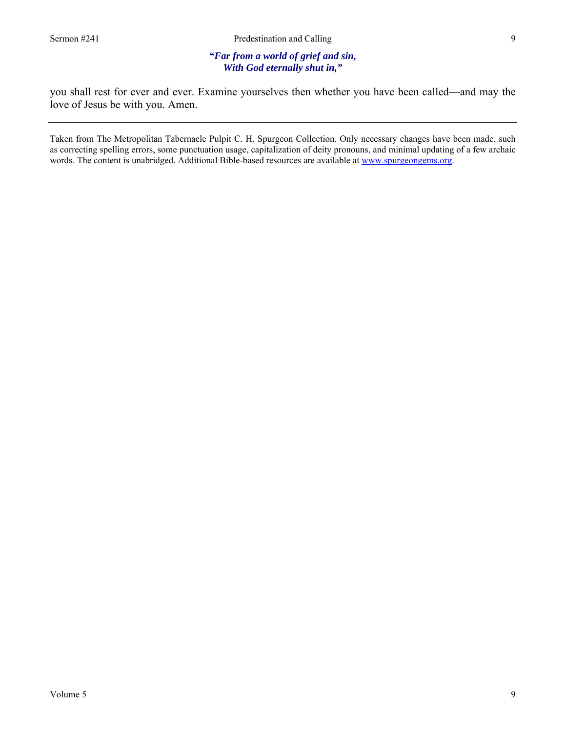***"Far from a world of grief and sin,***
***With God eternally shut in,"***

you shall rest for ever and ever. Examine yourselves then whether you have been called—and may the love of Jesus be with you. Amen.

---

Taken from The Metropolitan Tabernacle Pulpit C. H. Spurgeon Collection. Only necessary changes have been made, such as correcting spelling errors, some punctuation usage, capitalization of deity pronouns, and minimal updating of a few archaic words. The content is unabridged. Additional Bible-based resources are available at [www.spurgeongems.org](http://www.spurgeongems.org).